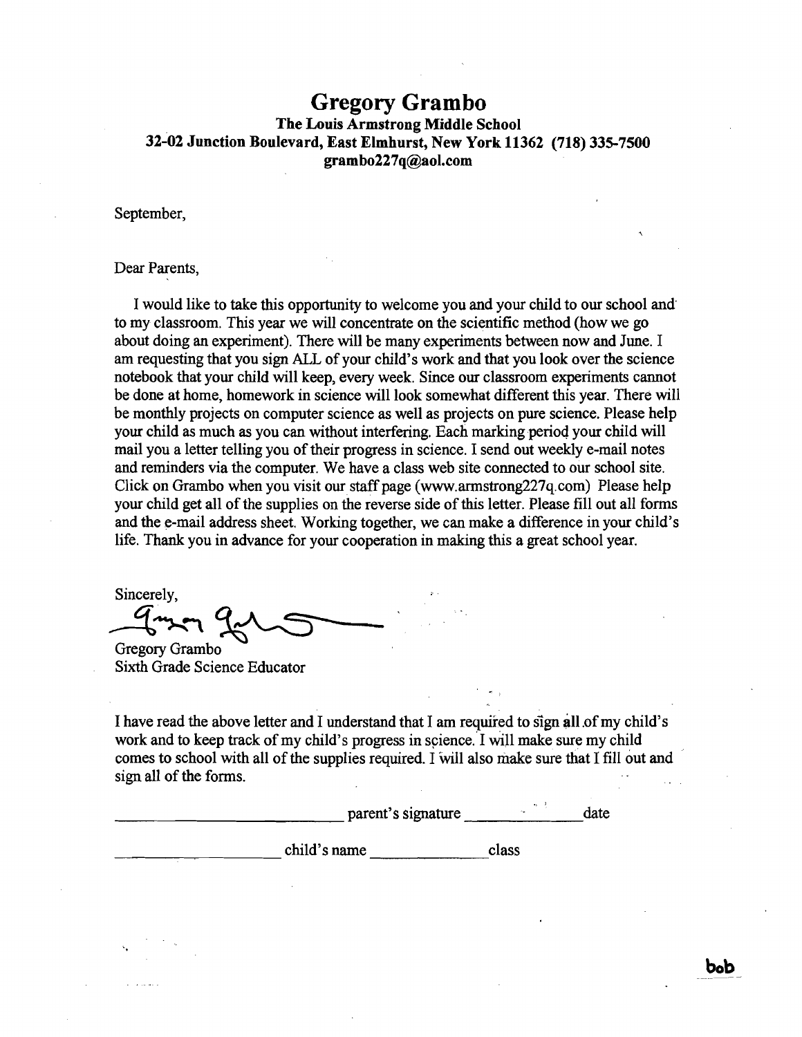# Gregory Grambo

**The Louis Armstrong Middle School**
**32-02 Junction Boulevard, East Elmhurst, New York 11362 (718) 335-7500**
**grambo227q@aol.com**

September,

Dear Parents,

I would like to take this opportunity to welcome you and your child to our school and to my classroom. This year we will concentrate on the scientific method (how we go about doing an experiment). There will be many experiments between now and June. I am requesting that you sign ALL of your child's work and that you look over the science notebook that your child will keep, every week. Since our classroom experiments cannot be done at home, homework in science will look somewhat different this year. There will be monthly projects on computer science as well as projects on pure science. Please help your child as much as you can without interfering. Each marking period your child will mail you a letter telling you of their progress in science. I send out weekly e-mail notes and reminders via the computer. We have a class web site connected to our school site. Click on Grambo when you visit our staff page (www.armstrong227q.com) Please help your child get all of the supplies on the reverse side of this letter. Please fill out all forms and the e-mail address sheet. Working together, we can make a difference in your child's life. Thank you in advance for your cooperation in making this a great school year.

Sincerely,

Gregory Grambo
Sixth Grade Science Educator

I have read the above letter and I understand that I am required to sign all of my child's work and to keep track of my child's progress in science. I will make sure my child comes to school with all of the supplies required. I will also make sure that I fill out and sign all of the forms.

\_\_\_\_\_\_\_\_\_\_\_\_\_\_\_\_\_\_\_\_\_\_\_\_\_\_ parent's signature \_\_\_\_\_\_\_\_\_\_\_\_\_\_ date

\_\_\_\_\_\_\_\_\_\_\_\_\_\_\_\_\_\_\_\_ child's name \_\_\_\_\_\_\_\_\_\_\_\_\_\_ class

bob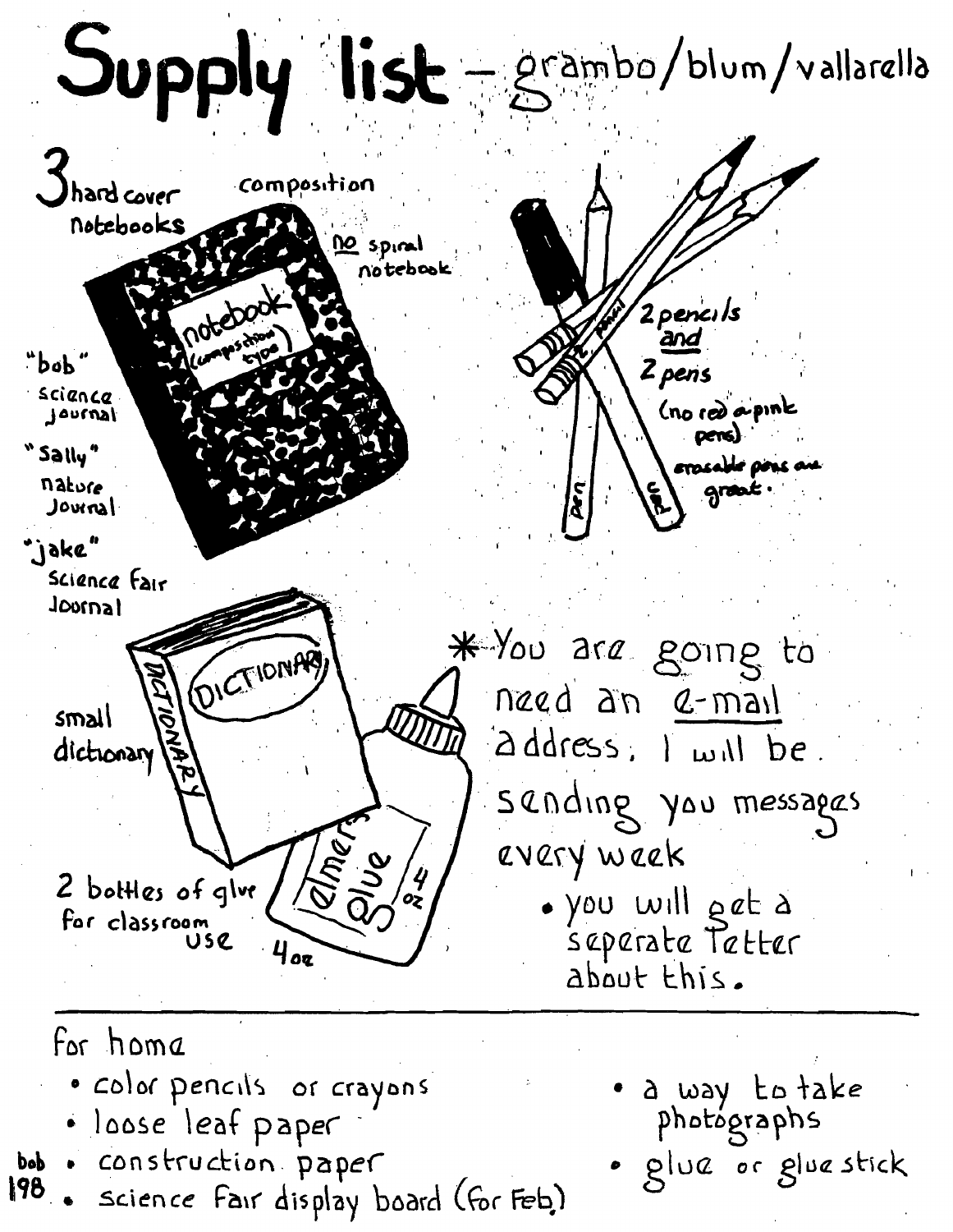# Supply list – grambo/blum/vallarella

**3** hard cover composition notebooks

no spiral notebook

- "bob" science journal
- "Sally" nature journal
- "jake" Science Fair Journal

2 pencils **and** 2 pens

(no red or pink pens)

erasable pens are great.

small dictionary

2 bottles of glue for classroom use 4oz

\* You are going to need an e-mail address. I will be sending you messages every week

- you will get a seperate letter about this.

---

for home

- color pencils or crayons
- loose leaf paper
- construction paper
- science fair display board (for Feb.)
- a way to take photographs
- glue or glue stick